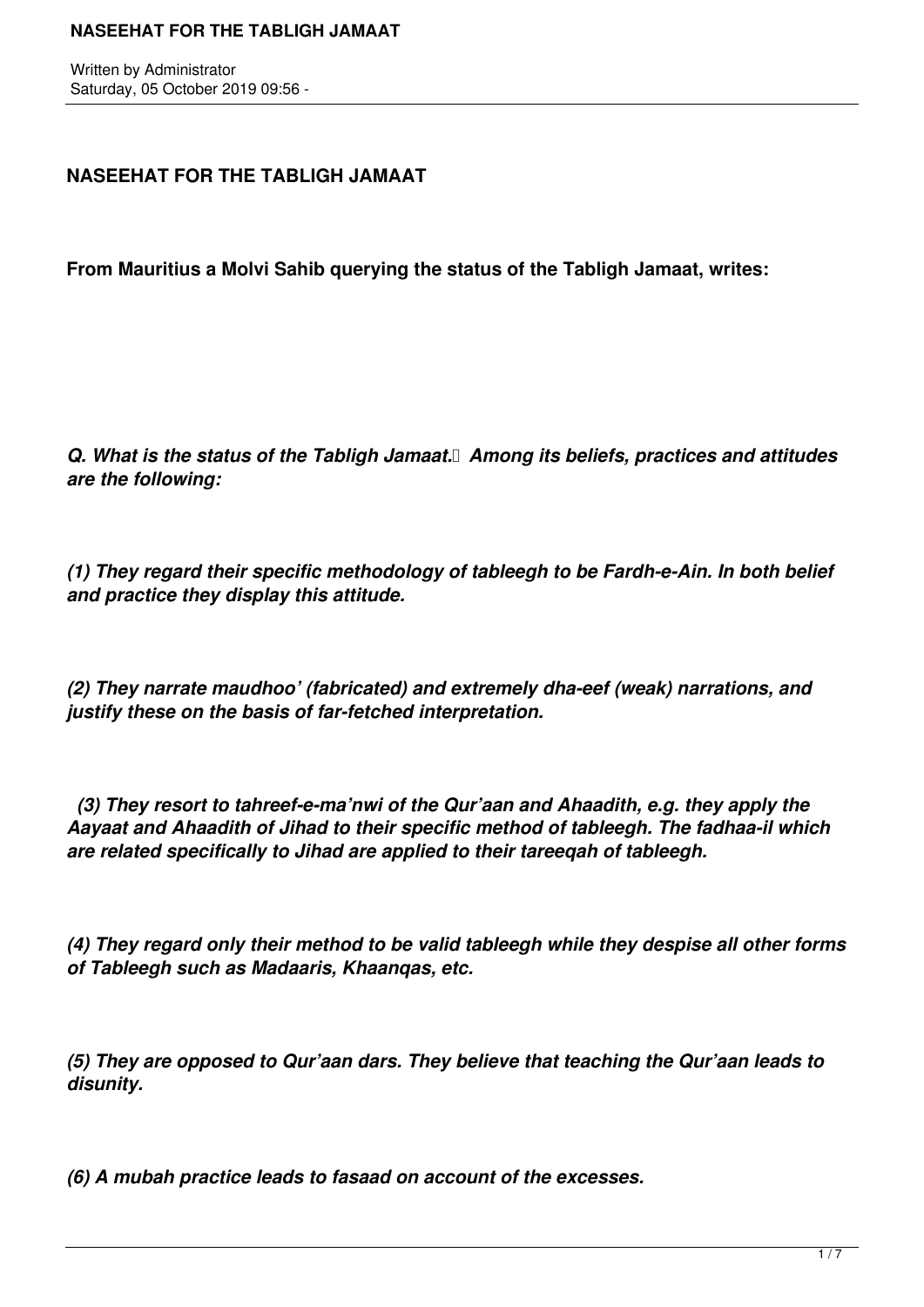## NASEEHAT FOR THE TABLIGH JAMAAT

**From Mauritius a Molvi Sahib querying the status of the Tabligh Jamaat, writes:**

***Q. What is the status of the Tabligh Jamaat. Among its beliefs, practices and attitudes are the following:***

***(1) They regard their specific methodology of tableegh to be Fardh-e-Ain. In both belief and practice they display this attitude.***

***(2) They narrate maudhoo' (fabricated) and extremely dha-eef (weak) narrations, and justify these on the basis of far-fetched interpretation.***

***(3) They resort to tahreef-e-ma'nwi of the Qur'aan and Ahaadith, e.g. they apply the Aayaat and Ahaadith of Jihad to their specific method of tableegh. The fadhaa-il which are related specifically to Jihad are applied to their tareeqah of tableegh.***

***(4) They regard only their method to be valid tableegh while they despise all other forms of Tableegh such as Madaaris, Khaanqas, etc.***

***(5) They are opposed to Qur'aan dars. They believe that teaching the Qur'aan leads to disunity.***

***(6) A mubah practice leads to fasaad on account of the excesses.***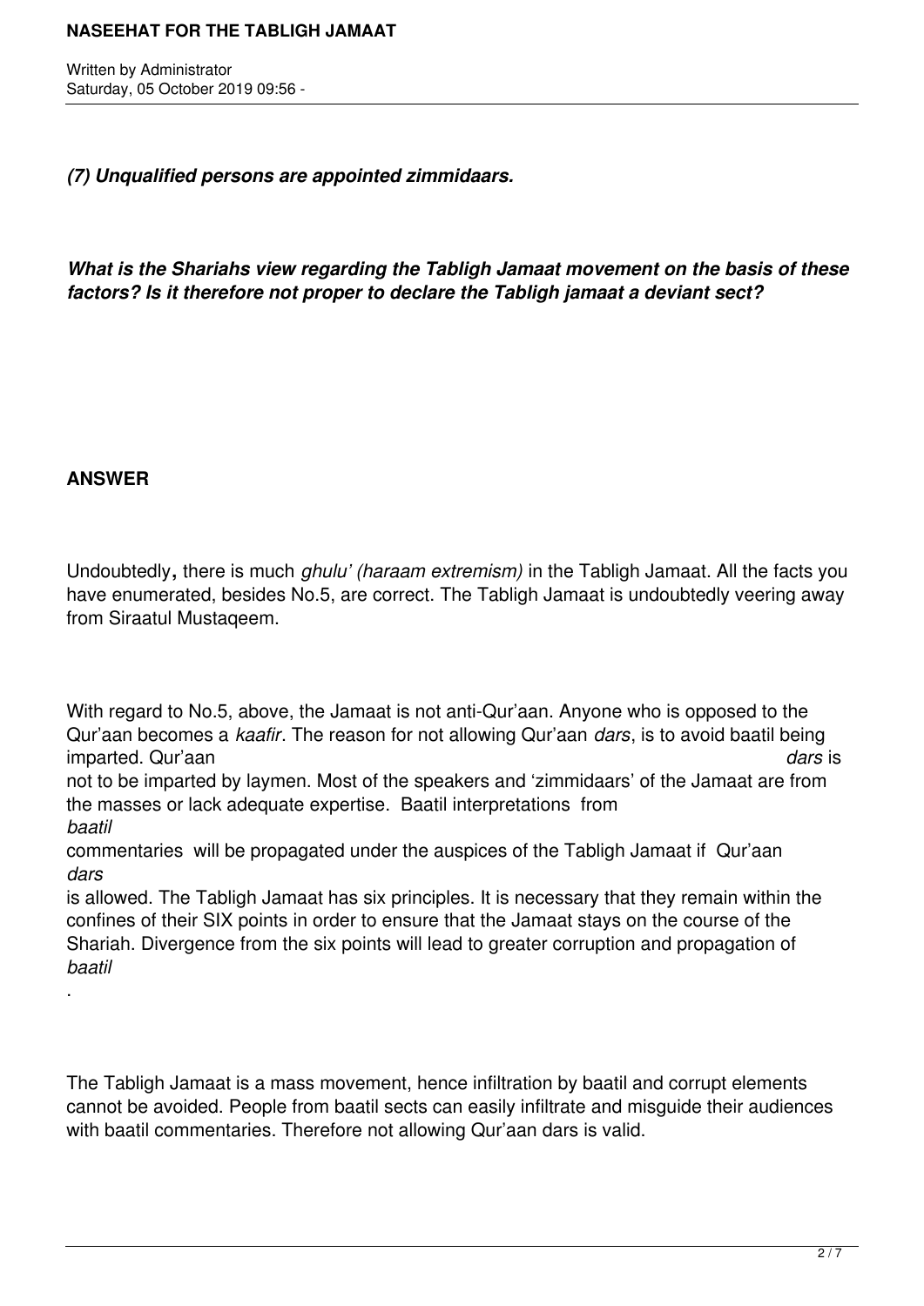***(7) Unqualified persons are appointed zimmidaars.***

***What is the Shariahs view regarding the Tabligh Jamaat movement on the basis of these factors? Is it therefore not proper to declare the Tabligh jamaat a deviant sect?***

**ANSWER**

Undoubtedly**,** there is much *ghulu' (haraam extremism)* in the Tabligh Jamaat. All the facts you have enumerated, besides No.5, are correct. The Tabligh Jamaat is undoubtedly veering away from Siraatul Mustaqeem.

With regard to No.5, above, the Jamaat is not anti-Qur'aan. Anyone who is opposed to the Qur'aan becomes a *kaafir*. The reason for not allowing Qur'aan *dars*, is to avoid baatil being imparted. Qur'aan *dars* is not to be imparted by laymen. Most of the speakers and 'zimmidaars' of the Jamaat are from the masses or lack adequate expertise. Baatil interpretations from *baatil* commentaries will be propagated under the auspices of the Tabligh Jamaat if Qur'aan *dars* is allowed. The Tabligh Jamaat has six principles. It is necessary that they remain within the confines of their SIX points in order to ensure that the Jamaat stays on the course of the Shariah. Divergence from the six points will lead to greater corruption and propagation of *baatil*.

The Tabligh Jamaat is a mass movement, hence infiltration by baatil and corrupt elements cannot be avoided. People from baatil sects can easily infiltrate and misguide their audiences with baatil commentaries. Therefore not allowing Qur'aan dars is valid.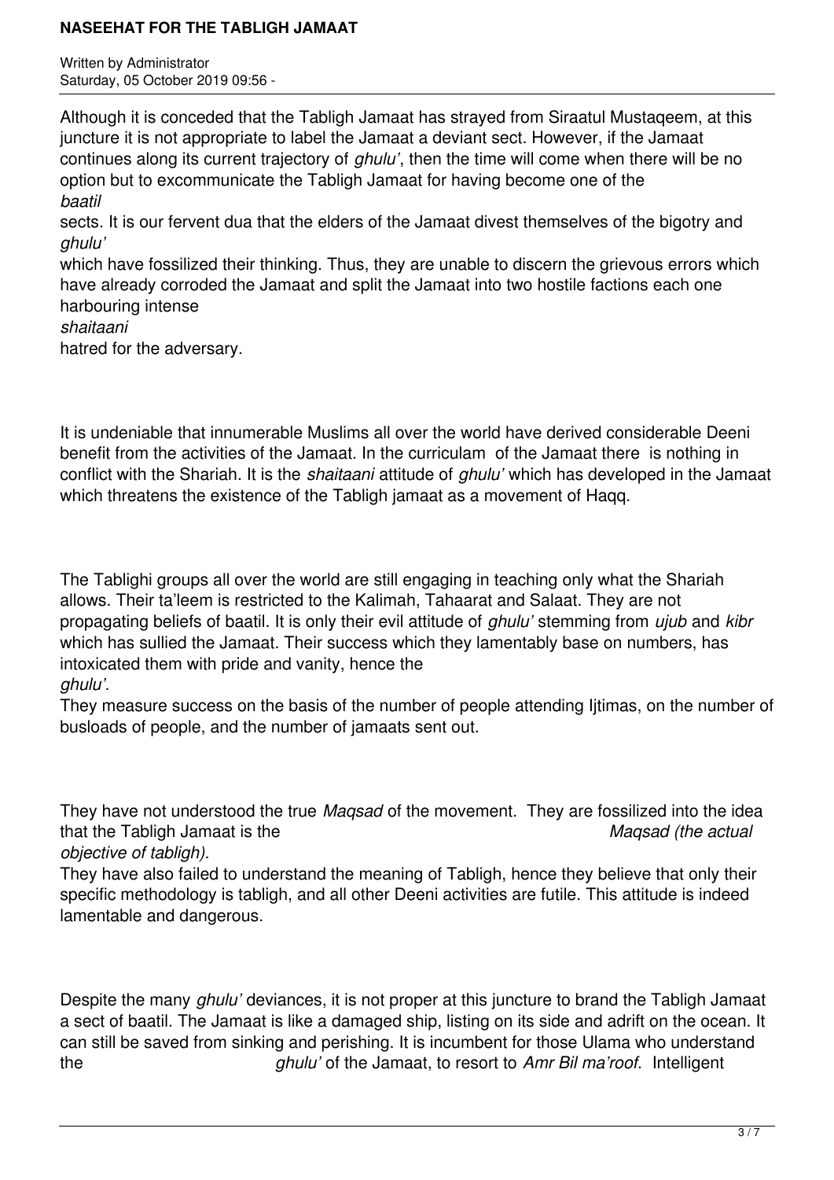Although it is conceded that the Tabligh Jamaat has strayed from Siraatul Mustaqeem, at this juncture it is not appropriate to label the Jamaat a deviant sect. However, if the Jamaat continues along its current trajectory of *ghulu'*, then the time will come when there will be no option but to excommunicate the Tabligh Jamaat for having become one of the *baatil* sects. It is our fervent dua that the elders of the Jamaat divest themselves of the bigotry and *ghulu'* which have fossilized their thinking. Thus, they are unable to discern the grievous errors which have already corroded the Jamaat and split the Jamaat into two hostile factions each one harbouring intense *shaitaani* hatred for the adversary.

It is undeniable that innumerable Muslims all over the world have derived considerable Deeni benefit from the activities of the Jamaat. In the curriculam of the Jamaat there is nothing in conflict with the Shariah. It is the *shaitaani* attitude of *ghulu'* which has developed in the Jamaat which threatens the existence of the Tabligh jamaat as a movement of Haqq.

The Tablighi groups all over the world are still engaging in teaching only what the Shariah allows. Their ta'leem is restricted to the Kalimah, Tahaarat and Salaat. They are not propagating beliefs of baatil. It is only their evil attitude of *ghulu'* stemming from *ujub* and *kibr* which has sullied the Jamaat. Their success which they lamentably base on numbers, has intoxicated them with pride and vanity, hence the *ghulu'.*
They measure success on the basis of the number of people attending Ijtimas, on the number of busloads of people, and the number of jamaats sent out.

They have not understood the true *Maqsad* of the movement. They are fossilized into the idea that the Tabligh Jamaat is the *Maqsad (the actual objective of tabligh).*
They have also failed to understand the meaning of Tabligh, hence they believe that only their specific methodology is tabligh, and all other Deeni activities are futile. This attitude is indeed lamentable and dangerous.

Despite the many *ghulu'* deviances, it is not proper at this juncture to brand the Tabligh Jamaat a sect of baatil. The Jamaat is like a damaged ship, listing on its side and adrift on the ocean. It can still be saved from sinking and perishing. It is incumbent for those Ulama who understand the *ghulu'* of the Jamaat, to resort to *Amr Bil ma'roof.* Intelligent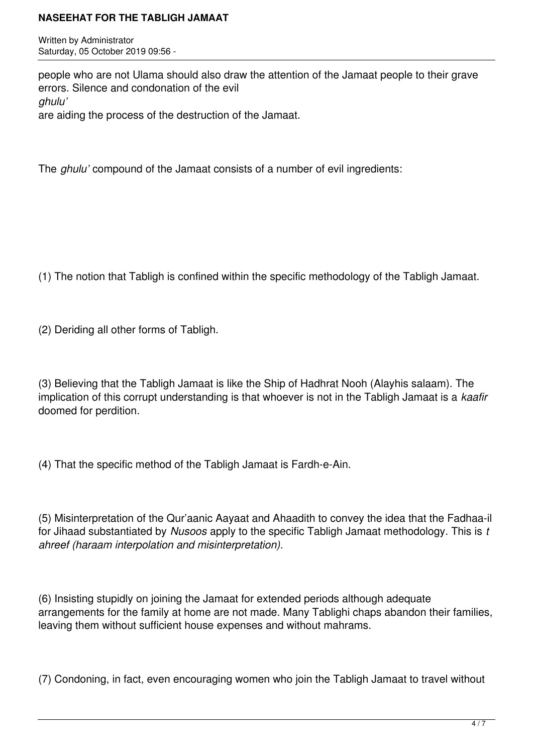people who are not Ulama should also draw the attention of the Jamaat people to their grave errors. Silence and condonation of the evil *ghulu'* are aiding the process of the destruction of the Jamaat.

The *ghulu'* compound of the Jamaat consists of a number of evil ingredients:

(1) The notion that Tabligh is confined within the specific methodology of the Tabligh Jamaat.

(2) Deriding all other forms of Tabligh.

(3) Believing that the Tabligh Jamaat is like the Ship of Hadhrat Nooh (Alayhis salaam). The implication of this corrupt understanding is that whoever is not in the Tabligh Jamaat is a *kaafir* doomed for perdition.

(4) That the specific method of the Tabligh Jamaat is Fardh-e-Ain.

(5) Misinterpretation of the Qur'aanic Aayaat and Ahaadith to convey the idea that the Fadhaa-il for Jihaad substantiated by *Nusoos* apply to the specific Tabligh Jamaat methodology. This is *tahreef (haraam interpolation and misinterpretation).*

(6) Insisting stupidly on joining the Jamaat for extended periods although adequate arrangements for the family at home are not made. Many Tablighi chaps abandon their families, leaving them without sufficient house expenses and without mahrams.

(7) Condoning, in fact, even encouraging women who join the Tabligh Jamaat to travel without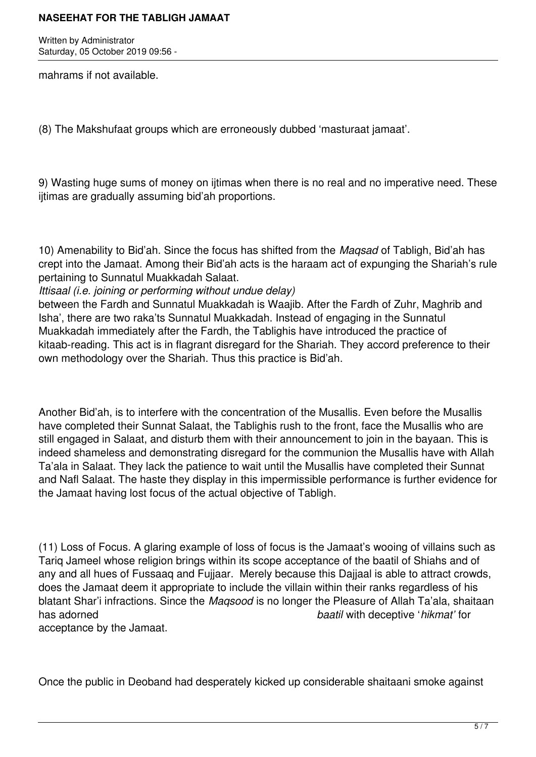mahrams if not available.

(8) The Makshufaat groups which are erroneously dubbed 'masturaat jamaat'.

9) Wasting huge sums of money on ijtimas when there is no real and no imperative need. These ijtimas are gradually assuming bid'ah proportions.

10) Amenability to Bid'ah. Since the focus has shifted from the *Maqsad* of Tabligh, Bid'ah has crept into the Jamaat. Among their Bid'ah acts is the haraam act of expunging the Shariah's rule pertaining to Sunnatul Muakkadah Salaat.

*Ittisaal (i.e. joining or performing without undue delay)* between the Fardh and Sunnatul Muakkadah is Waajib. After the Fardh of Zuhr, Maghrib and Isha', there are two raka'ts Sunnatul Muakkadah. Instead of engaging in the Sunnatul Muakkadah immediately after the Fardh, the Tablighis have introduced the practice of kitaab-reading. This act is in flagrant disregard for the Shariah. They accord preference to their own methodology over the Shariah. Thus this practice is Bid'ah.

Another Bid'ah, is to interfere with the concentration of the Musallis. Even before the Musallis have completed their Sunnat Salaat, the Tablighis rush to the front, face the Musallis who are still engaged in Salaat, and disturb them with their announcement to join in the bayaan. This is indeed shameless and demonstrating disregard for the communion the Musallis have with Allah Ta'ala in Salaat. They lack the patience to wait until the Musallis have completed their Sunnat and Nafl Salaat. The haste they display in this impermissible performance is further evidence for the Jamaat having lost focus of the actual objective of Tabligh.

(11) Loss of Focus. A glaring example of loss of focus is the Jamaat's wooing of villains such as Tariq Jameel whose religion brings within its scope acceptance of the baatil of Shiahs and of any and all hues of Fussaaq and Fujjaar. Merely because this Dajjaal is able to attract crowds, does the Jamaat deem it appropriate to include the villain within their ranks regardless of his blatant Shar'i infractions. Since the *Maqsood* is no longer the Pleasure of Allah Ta'ala, shaitaan has adorned *baatil* with deceptive '*hikmat'* for acceptance by the Jamaat.

Once the public in Deoband had desperately kicked up considerable shaitaani smoke against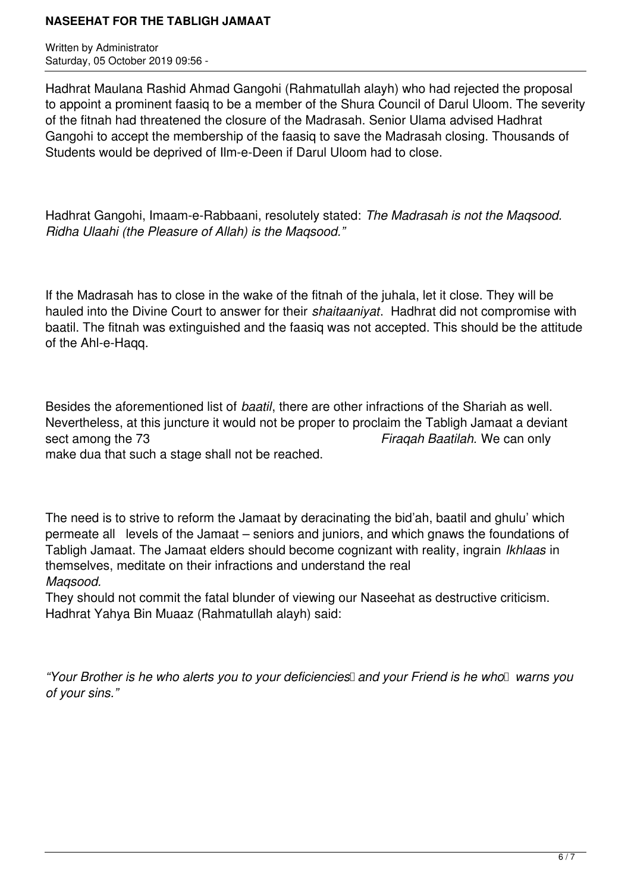Hadhrat Maulana Rashid Ahmad Gangohi (Rahmatullah alayh) who had rejected the proposal to appoint a prominent faasiq to be a member of the Shura Council of Darul Uloom. The severity of the fitnah had threatened the closure of the Madrasah. Senior Ulama advised Hadhrat Gangohi to accept the membership of the faasiq to save the Madrasah closing. Thousands of Students would be deprived of Ilm-e-Deen if Darul Uloom had to close.

Hadhrat Gangohi, Imaam-e-Rabbaani, resolutely stated: *The Madrasah is not the Maqsood. Ridha Ulaahi (the Pleasure of Allah) is the Maqsood."*

If the Madrasah has to close in the wake of the fitnah of the juhala, let it close. They will be hauled into the Divine Court to answer for their *shaitaaniyat*. Hadhrat did not compromise with baatil. The fitnah was extinguished and the faasiq was not accepted. This should be the attitude of the Ahl-e-Haqq.

Besides the aforementioned list of *baatil*, there are other infractions of the Shariah as well. Nevertheless, at this juncture it would not be proper to proclaim the Tabligh Jamaat a deviant sect among the 73 *Firaqah Baatilah.* We can only make dua that such a stage shall not be reached.

The need is to strive to reform the Jamaat by deracinating the bid'ah, baatil and ghulu' which permeate all levels of the Jamaat – seniors and juniors, and which gnaws the foundations of Tabligh Jamaat. The Jamaat elders should become cognizant with reality, ingrain *Ikhlaas* in themselves, meditate on their infractions and understand the real *Maqsood.*

They should not commit the fatal blunder of viewing our Naseehat as destructive criticism. Hadhrat Yahya Bin Muaaz (Rahmatullah alayh) said:

*"Your Brother is he who alerts you to your deficiencies and your Friend is he who warns you of your sins."*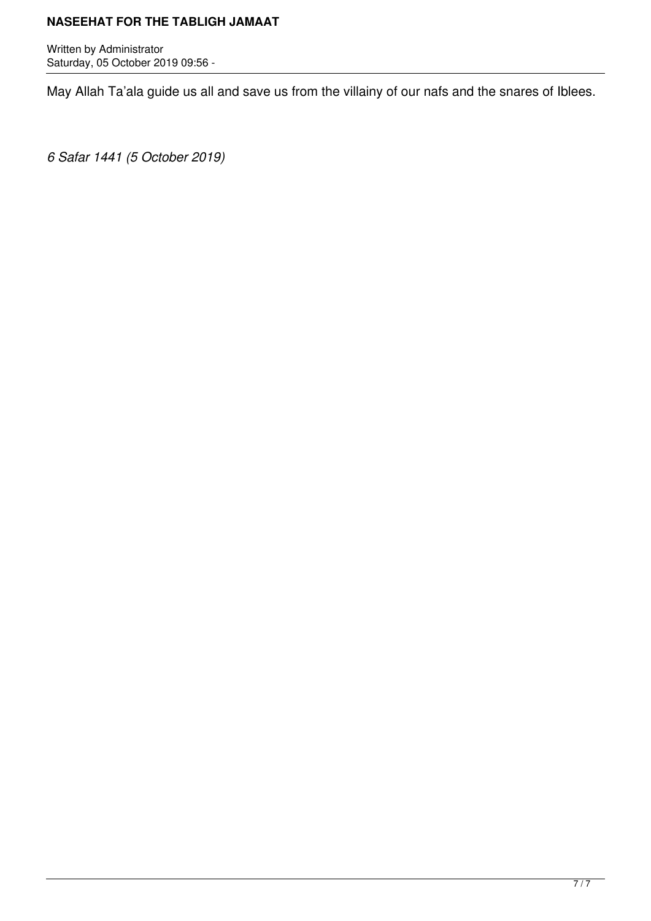May Allah Ta'ala guide us all and save us from the villainy of our nafs and the snares of Iblees.

*6 Safar 1441 (5 October 2019)*